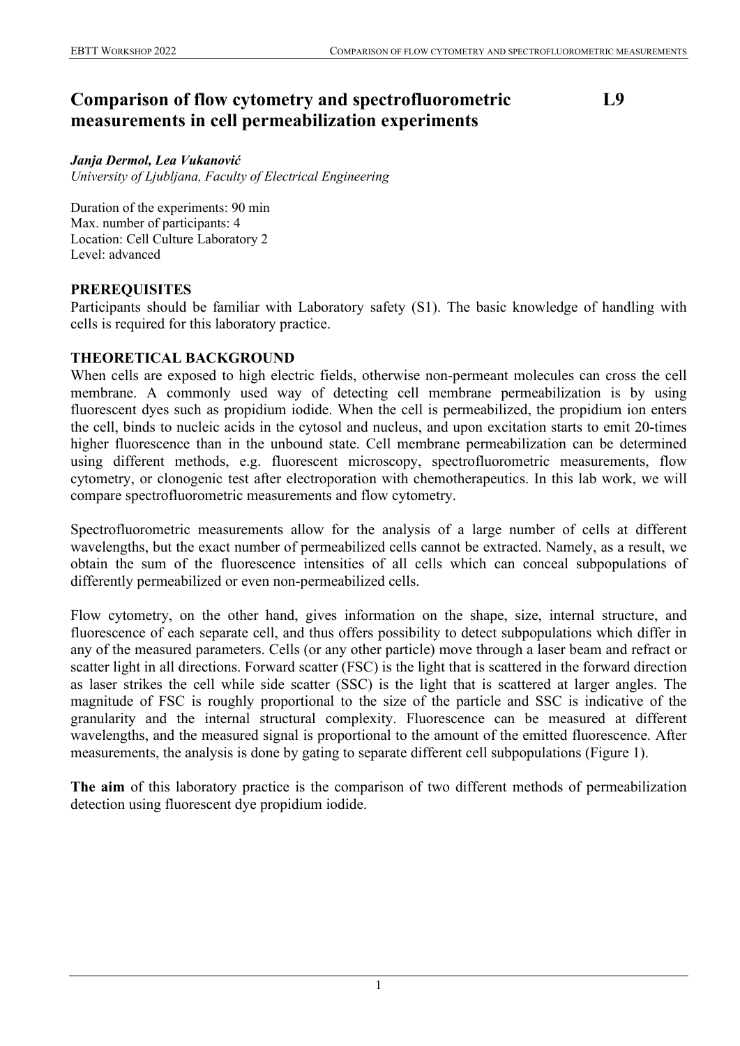# Comparison of flow cytometry and spectrofluorometric measurements in cell permeabilization experiments

**L9**

***Janja Dermol, Lea Vukanović***
*University of Ljubljana, Faculty of Electrical Engineering*

Duration of the experiments: 90 min
Max. number of participants: 4
Location: Cell Culture Laboratory 2
Level: advanced

## PREREQUISITES

Participants should be familiar with Laboratory safety (S1). The basic knowledge of handling with cells is required for this laboratory practice.

## THEORETICAL BACKGROUND

When cells are exposed to high electric fields, otherwise non-permeant molecules can cross the cell membrane. A commonly used way of detecting cell membrane permeabilization is by using fluorescent dyes such as propidium iodide. When the cell is permeabilized, the propidium ion enters the cell, binds to nucleic acids in the cytosol and nucleus, and upon excitation starts to emit 20-times higher fluorescence than in the unbound state. Cell membrane permeabilization can be determined using different methods, e.g. fluorescent microscopy, spectrofluorometric measurements, flow cytometry, or clonogenic test after electroporation with chemotherapeutics. In this lab work, we will compare spectrofluorometric measurements and flow cytometry.

Spectrofluorometric measurements allow for the analysis of a large number of cells at different wavelengths, but the exact number of permeabilized cells cannot be extracted. Namely, as a result, we obtain the sum of the fluorescence intensities of all cells which can conceal subpopulations of differently permeabilized or even non-permeabilized cells.

Flow cytometry, on the other hand, gives information on the shape, size, internal structure, and fluorescence of each separate cell, and thus offers possibility to detect subpopulations which differ in any of the measured parameters. Cells (or any other particle) move through a laser beam and refract or scatter light in all directions. Forward scatter (FSC) is the light that is scattered in the forward direction as laser strikes the cell while side scatter (SSC) is the light that is scattered at larger angles. The magnitude of FSC is roughly proportional to the size of the particle and SSC is indicative of the granularity and the internal structural complexity. Fluorescence can be measured at different wavelengths, and the measured signal is proportional to the amount of the emitted fluorescence. After measurements, the analysis is done by gating to separate different cell subpopulations (Figure 1).

**The aim** of this laboratory practice is the comparison of two different methods of permeabilization detection using fluorescent dye propidium iodide.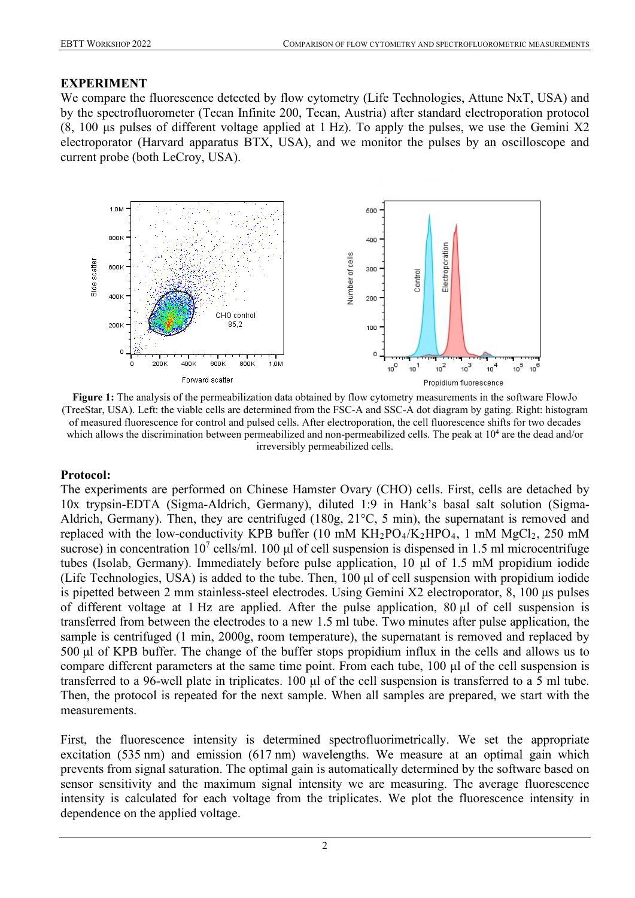## EXPERIMENT

We compare the fluorescence detected by flow cytometry (Life Technologies, Attune NxT, USA) and by the spectrofluorometer (Tecan Infinite 200, Tecan, Austria) after standard electroporation protocol (8, 100 µs pulses of different voltage applied at 1 Hz). To apply the pulses, we use the Gemini X2 electroporator (Harvard apparatus BTX, USA), and we monitor the pulses by an oscilloscope and current probe (both LeCroy, USA).

**Figure 1:** The analysis of the permeabilization data obtained by flow cytometry measurements in the software FlowJo (TreeStar, USA). Left: the viable cells are determined from the FSC-A and SSC-A dot diagram by gating. Right: histogram of measured fluorescence for control and pulsed cells. After electroporation, the cell fluorescence shifts for two decades which allows the discrimination between permeabilized and non-permeabilized cells. The peak at $10^4$ are the dead and/or irreversibly permeabilized cells.

### Protocol:

The experiments are performed on Chinese Hamster Ovary (CHO) cells. First, cells are detached by 10x trypsin-EDTA (Sigma-Aldrich, Germany), diluted 1:9 in Hank's basal salt solution (Sigma-Aldrich, Germany). Then, they are centrifuged (180g, 21°C, 5 min), the supernatant is removed and replaced with the low-conductivity KPB buffer (10 mM $KH_2PO_4/K_2HPO_4$, 1 mM $MgCl_2$, 250 mM sucrose) in concentration $10^7$ cells/ml. 100 µl of cell suspension is dispensed in 1.5 ml microcentrifuge tubes (Isolab, Germany). Immediately before pulse application, 10 µl of 1.5 mM propidium iodide (Life Technologies, USA) is added to the tube. Then, 100 µl of cell suspension with propidium iodide is pipetted between 2 mm stainless-steel electrodes. Using Gemini X2 electroporator, 8, 100 µs pulses of different voltage at 1 Hz are applied. After the pulse application, 80 µl of cell suspension is transferred from between the electrodes to a new 1.5 ml tube. Two minutes after pulse application, the sample is centrifuged (1 min, 2000g, room temperature), the supernatant is removed and replaced by 500 µl of KPB buffer. The change of the buffer stops propidium influx in the cells and allows us to compare different parameters at the same time point. From each tube, 100 µl of the cell suspension is transferred to a 96-well plate in triplicates. 100 µl of the cell suspension is transferred to a 5 ml tube. Then, the protocol is repeated for the next sample. When all samples are prepared, we start with the measurements.

First, the fluorescence intensity is determined spectrofluorimetrically. We set the appropriate excitation (535 nm) and emission (617 nm) wavelengths. We measure at an optimal gain which prevents from signal saturation. The optimal gain is automatically determined by the software based on sensor sensitivity and the maximum signal intensity we are measuring. The average fluorescence intensity is calculated for each voltage from the triplicates. We plot the fluorescence intensity in dependence on the applied voltage.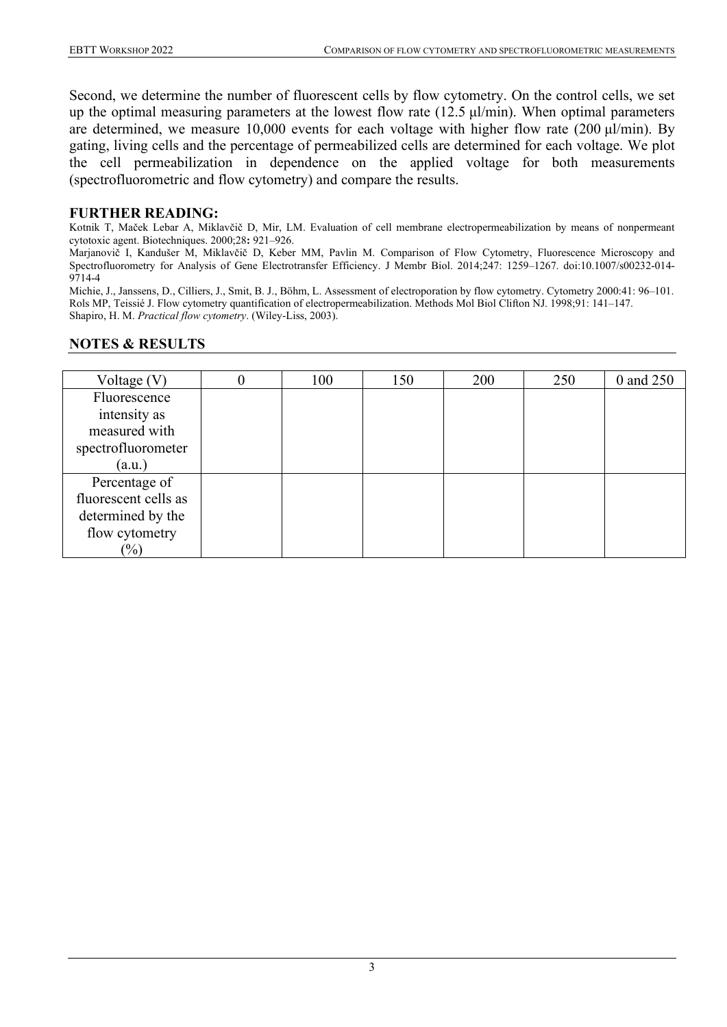Second, we determine the number of fluorescent cells by flow cytometry. On the control cells, we set up the optimal measuring parameters at the lowest flow rate (12.5 μl/min). When optimal parameters are determined, we measure 10,000 events for each voltage with higher flow rate (200 μl/min). By gating, living cells and the percentage of permeabilized cells are determined for each voltage. We plot the cell permeabilization in dependence on the applied voltage for both measurements (spectrofluorometric and flow cytometry) and compare the results.

## FURTHER READING:

Kotnik T, Maček Lebar A, Miklavčič D, Mir, LM. Evaluation of cell membrane electropermeabilization by means of nonpermeant cytotoxic agent. Biotechniques. 2000;28**:** 921–926.

Marjanovič I, Kandušer M, Miklavčič D, Keber MM, Pavlin M. Comparison of Flow Cytometry, Fluorescence Microscopy and Spectrofluorometry for Analysis of Gene Electrotransfer Efficiency. J Membr Biol. 2014;247: 1259–1267. doi:10.1007/s00232-014-9714-4

Michie, J., Janssens, D., Cilliers, J., Smit, B. J., Böhm, L. Assessment of electroporation by flow cytometry. Cytometry 2000:41: 96–101.

Rols MP, Teissié J. Flow cytometry quantification of electropermeabilization. Methods Mol Biol Clifton NJ. 1998;91: 141–147.

Shapiro, H. M. *Practical flow cytometry*. (Wiley-Liss, 2003).

## NOTES & RESULTS

| Voltage (V) | 0 | 100 | 150 | 200 | 250 | 0 and 250 |
|---|---|---|---|---|---|---|
| Fluorescence intensity as measured with spectrofluorometer (a.u.) | | | | | | |
| Percentage of fluorescent cells as determined by the flow cytometry (%) | | | | | | |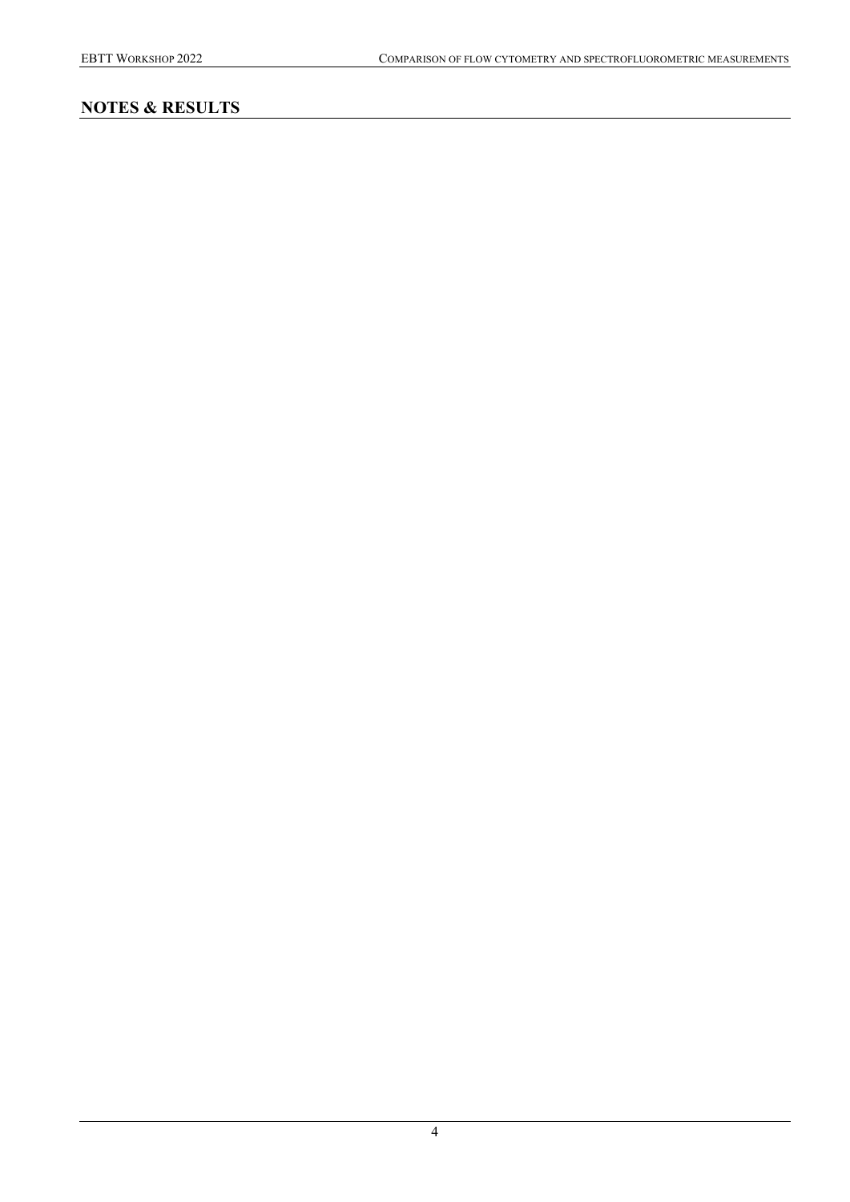## NOTES & RESULTS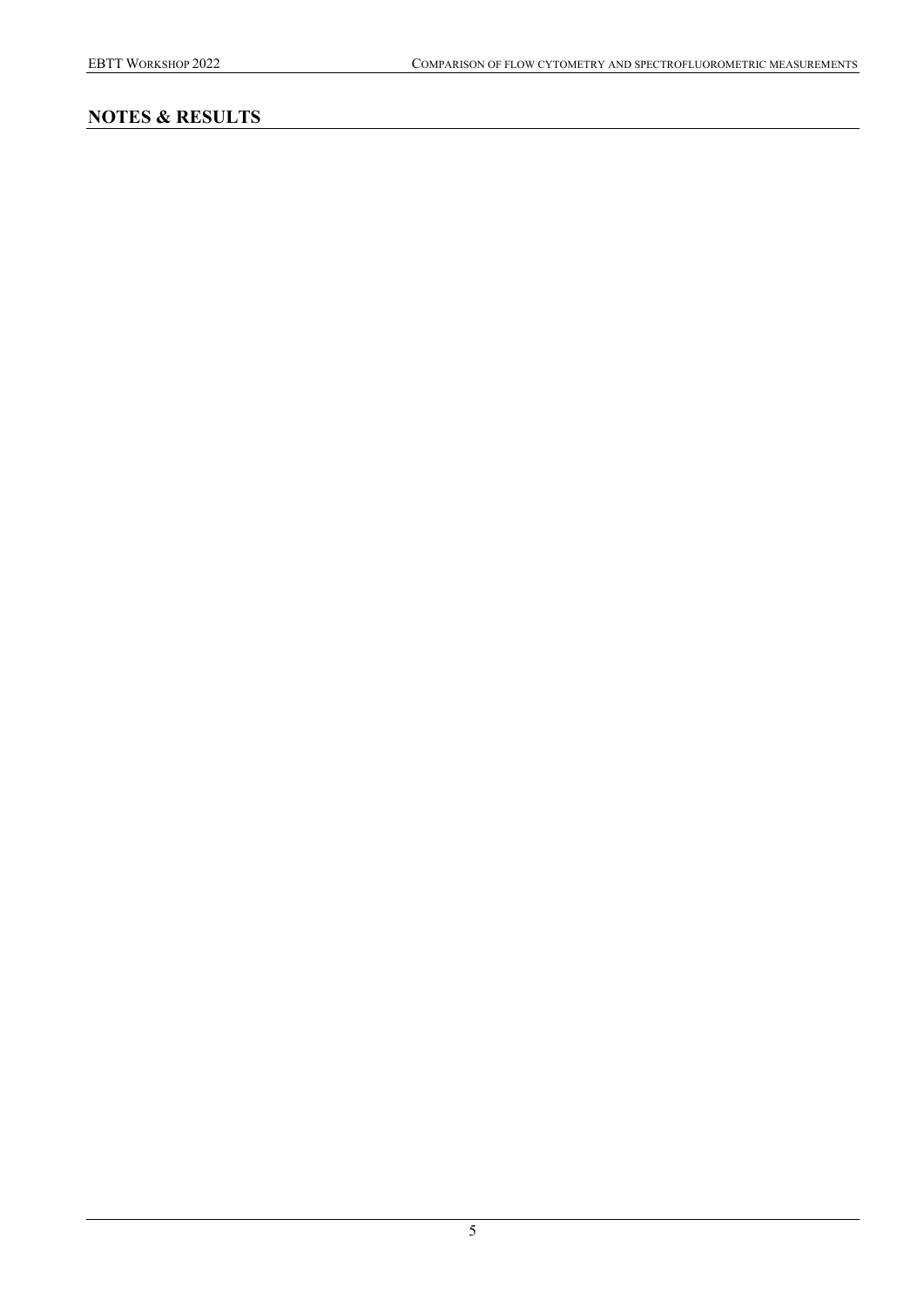## NOTES & RESULTS